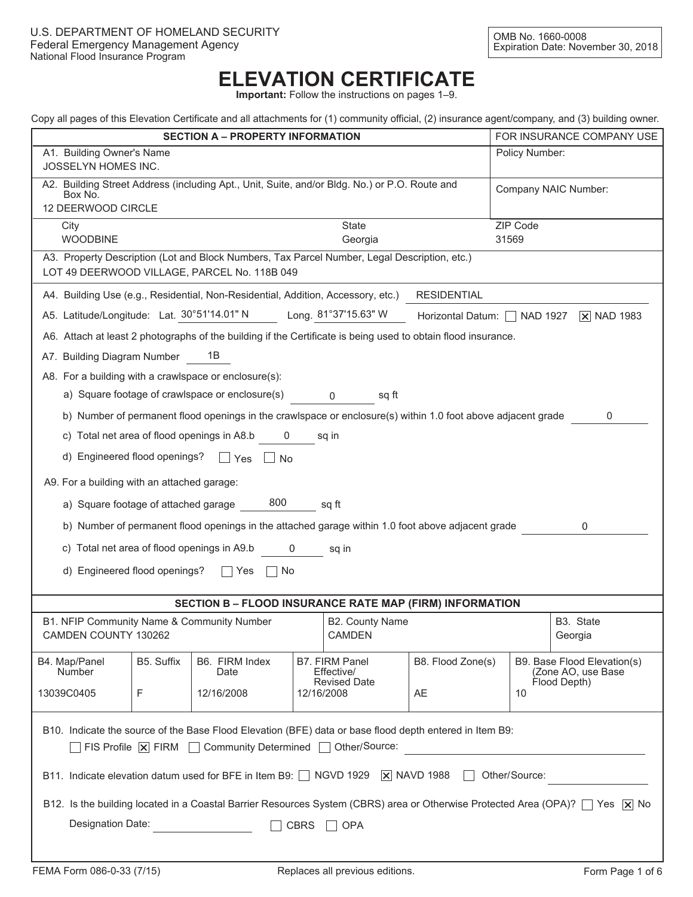U.S. DEPARTMENT OF HOMELAND SECURITY
Federal Emergency Management Agency
National Flood Insurance Program

OMB No. 1660-0008
Expiration Date: November 30, 2018

# ELEVATION CERTIFICATE

**Important:** Follow the instructions on pages 1–9.

Copy all pages of this Elevation Certificate and all attachments for (1) community official, (2) insurance agent/company, and (3) building owner.

## SECTION A – PROPERTY INFORMATION

| SECTION A – PROPERTY INFORMATION | | | FOR INSURANCE COMPANY USE |
|---|---|---|---|
| A1. Building Owner's Name<br>JOSSELYN HOMES INC. | | | Policy Number: |
| A2. Building Street Address (including Apt., Unit, Suite, and/or Bldg. No.) or P.O. Route and Box No.<br>12 DEERWOOD CIRCLE | | | Company NAIC Number: |
| City<br>WOODBINE | State<br>Georgia | | ZIP Code<br>31569 |

A3. Property Description (Lot and Block Numbers, Tax Parcel Number, Legal Description, etc.)
LOT 49 DEERWOOD VILLAGE, PARCEL No. 118B 049

A4. Building Use (e.g., Residential, Non-Residential, Addition, Accessory, etc.) RESIDENTIAL

A5. Latitude/Longitude: Lat. 30°51'14.01" N Long. 81°37'15.63" W Horizontal Datum: ☐ NAD 1927 ☒ NAD 1983

A6. Attach at least 2 photographs of the building if the Certificate is being used to obtain flood insurance.

A7. Building Diagram Number 1B

A8. For a building with a crawlspace or enclosure(s):

- a) Square footage of crawlspace or enclosure(s) 0 sq ft
- b) Number of permanent flood openings in the crawlspace or enclosure(s) within 1.0 foot above adjacent grade 0
- c) Total net area of flood openings in A8.b 0 sq in
- d) Engineered flood openings? ☐ Yes ☐ No

A9. For a building with an attached garage:

- a) Square footage of attached garage 800 sq ft
- b) Number of permanent flood openings in the attached garage within 1.0 foot above adjacent grade 0
- c) Total net area of flood openings in A9.b 0 sq in
- d) Engineered flood openings? ☐ Yes ☐ No

## SECTION B – FLOOD INSURANCE RATE MAP (FIRM) INFORMATION

| B1. NFIP Community Name & Community Number | B2. County Name | B3. State |
|---|---|---|
| CAMDEN COUNTY 130262 | CAMDEN | Georgia |

| B4. Map/Panel Number | B5. Suffix | B6. FIRM Index Date | B7. FIRM Panel Effective/Revised Date | B8. Flood Zone(s) | B9. Base Flood Elevation(s) (Zone AO, use Base Flood Depth) |
|---|---|---|---|---|---|
| 13039C0405 | F | 12/16/2008 | 12/16/2008 | AE | 10 |

B10. Indicate the source of the Base Flood Elevation (BFE) data or base flood depth entered in Item B9:
☐ FIS Profile ☒ FIRM ☐ Community Determined ☐ Other/Source:

B11. Indicate elevation datum used for BFE in Item B9: ☐ NGVD 1929 ☒ NAVD 1988 ☐ Other/Source:

B12. Is the building located in a Coastal Barrier Resources System (CBRS) area or Otherwise Protected Area (OPA)? ☐ Yes ☒ No

Designation Date: ☐ CBRS ☐ OPA

FEMA Form 086-0-33 (7/15) Replaces all previous editions.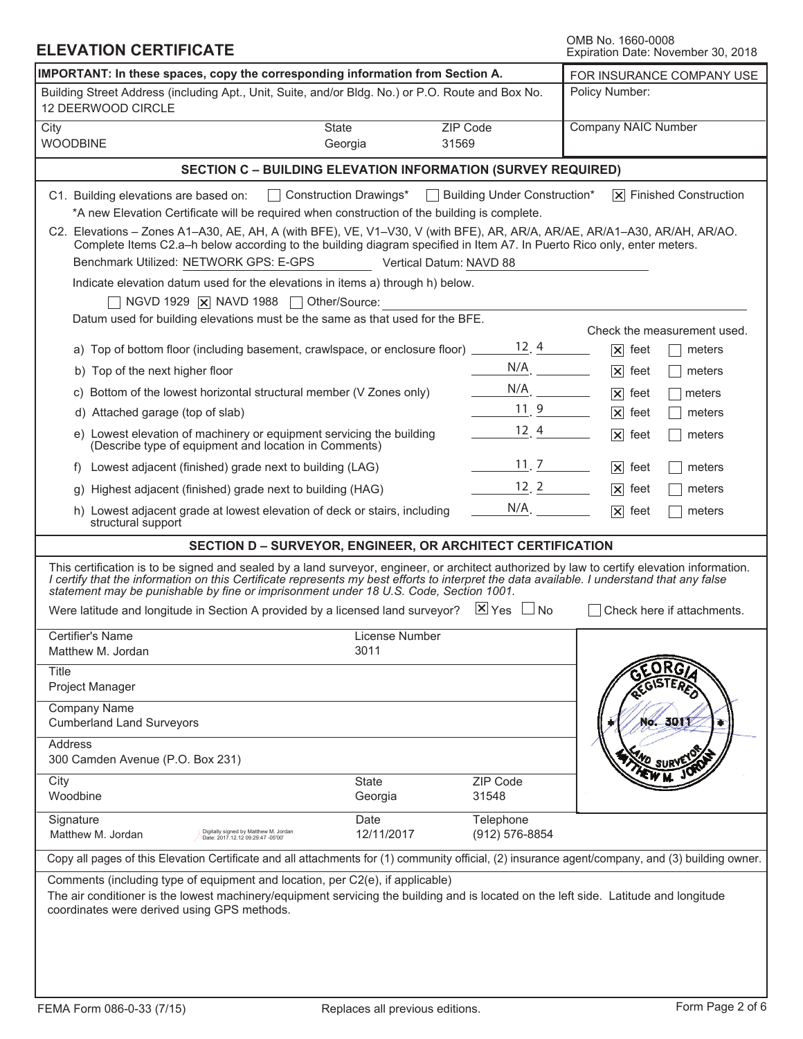# ELEVATION CERTIFICATE

OMB No. 1660-0008
Expiration Date: November 30, 2018

| IMPORTANT: In these spaces, copy the corresponding information from Section A. | | | FOR INSURANCE COMPANY USE |
|---|---|---|---|
| Building Street Address (including Apt., Unit, Suite, and/or Bldg. No.) or P.O. Route and Box No.<br>12 DEERWOOD CIRCLE | | | Policy Number: |
| City<br>WOODBINE | State<br>Georgia | ZIP Code<br>31569 | Company NAIC Number |

## SECTION C – BUILDING ELEVATION INFORMATION (SURVEY REQUIRED)

C1. Building elevations are based on: ☐ Construction Drawings* ☐ Building Under Construction* ☒ Finished Construction

*A new Elevation Certificate will be required when construction of the building is complete.

C2. Elevations – Zones A1–A30, AE, AH, A (with BFE), VE, V1–V30, V (with BFE), AR, AR/A, AR/AE, AR/A1–A30, AR/AH, AR/AO. Complete Items C2.a–h below according to the building diagram specified in Item A7. In Puerto Rico only, enter meters.

Benchmark Utilized: NETWORK GPS: E-GPS Vertical Datum: NAVD 88

Indicate elevation datum used for the elevations in items a) through h) below.

☐ NGVD 1929 ☒ NAVD 1988 ☐ Other/Source:

Datum used for building elevations must be the same as that used for the BFE.

| Item | Elevation | Check the measurement used. |
|---|---|---|
| a) Top of bottom floor (including basement, crawlspace, or enclosure floor) | 12.4 | ☒ feet ☐ meters |
| b) Top of the next higher floor | N/A | ☒ feet ☐ meters |
| c) Bottom of the lowest horizontal structural member (V Zones only) | N/A | ☒ feet ☐ meters |
| d) Attached garage (top of slab) | 11.9 | ☒ feet ☐ meters |
| e) Lowest elevation of machinery or equipment servicing the building (Describe type of equipment and location in Comments) | 12.4 | ☒ feet ☐ meters |
| f) Lowest adjacent (finished) grade next to building (LAG) | 11.7 | ☒ feet ☐ meters |
| g) Highest adjacent (finished) grade next to building (HAG) | 12.2 | ☒ feet ☐ meters |
| h) Lowest adjacent grade at lowest elevation of deck or stairs, including structural support | N/A | ☒ feet ☐ meters |

## SECTION D – SURVEYOR, ENGINEER, OR ARCHITECT CERTIFICATION

This certification is to be signed and sealed by a land surveyor, engineer, or architect authorized by law to certify elevation information. *I certify that the information on this Certificate represents my best efforts to interpret the data available. I understand that any false statement may be punishable by fine or imprisonment under 18 U.S. Code, Section 1001.*

Were latitude and longitude in Section A provided by a licensed land surveyor? ☒ Yes ☐ No ☐ Check here if attachments.

| Certifier's Name<br>Matthew M. Jordan | License Number<br>3011 | |
|---|---|---|
| Title<br>Project Manager | | |
| Company Name<br>Cumberland Land Surveyors | | |
| Address<br>300 Camden Avenue (P.O. Box 231) | | |
| City<br>Woodbine | State<br>Georgia | ZIP Code<br>31548 |
| Signature<br>Matthew M. Jordan (Digitally signed by Matthew M. Jordan Date: 2017.12.12 09:29:47 -05'00') | Date<br>12/11/2017 | Telephone<br>(912) 576-8854 |

Seal: GEORGIA REGISTERED No. 3011 LAND SURVEYOR MATTHEW M. JORDAN

Copy all pages of this Elevation Certificate and all attachments for (1) community official, (2) insurance agent/company, and (3) building owner.

Comments (including type of equipment and location, per C2(e), if applicable)

The air conditioner is the lowest machinery/equipment servicing the building and is located on the left side. Latitude and longitude coordinates were derived using GPS methods.

FEMA Form 086-0-33 (7/15) Replaces all previous editions.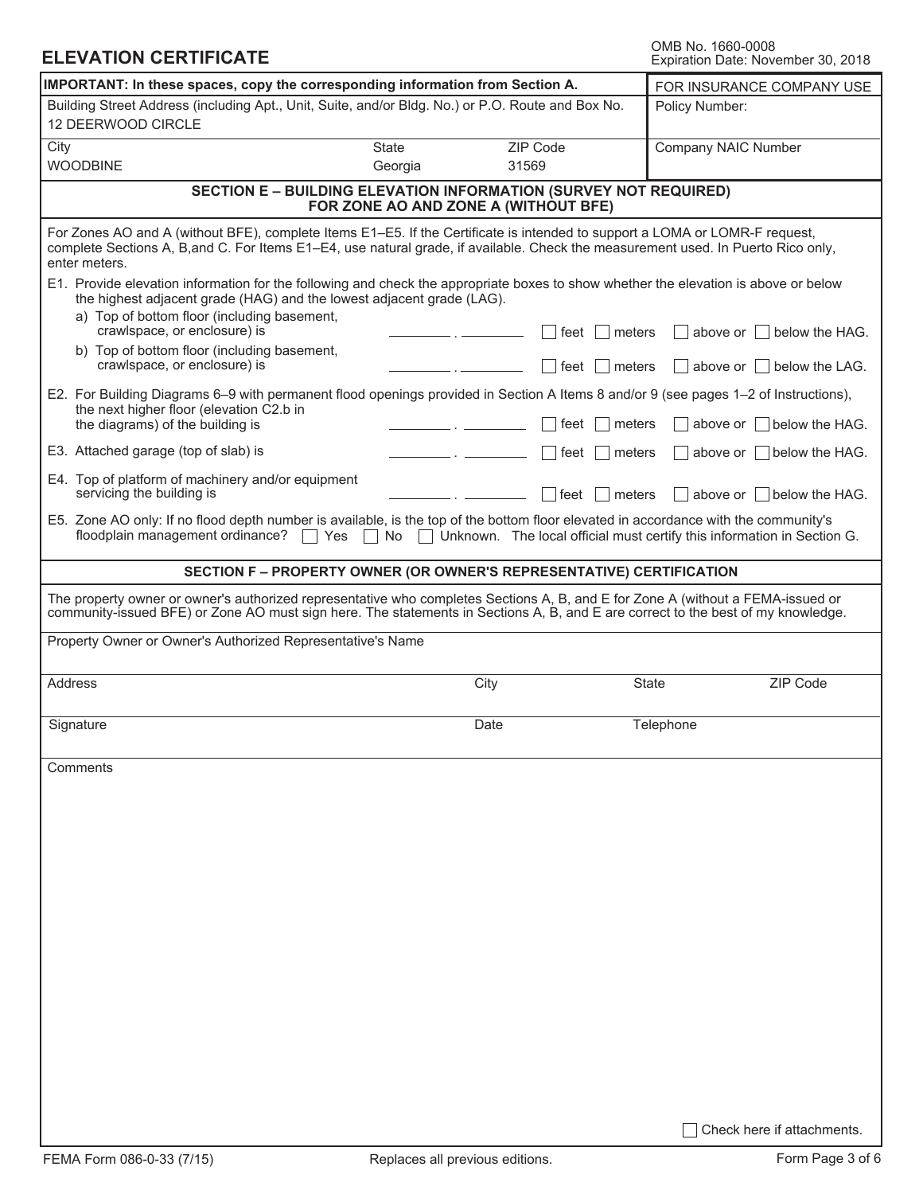# ELEVATION CERTIFICATE

OMB No. 1660-0008
Expiration Date: November 30, 2018

| **IMPORTANT: In these spaces, copy the corresponding information from Section A.** | | | FOR INSURANCE COMPANY USE |
|---|---|---|---|
| Building Street Address (including Apt., Unit, Suite, and/or Bldg. No.) or P.O. Route and Box No.<br>12 DEERWOOD CIRCLE | | | Policy Number: |
| City<br>WOODBINE | State<br>Georgia | ZIP Code<br>31569 | Company NAIC Number |

## SECTION E – BUILDING ELEVATION INFORMATION (SURVEY NOT REQUIRED) FOR ZONE AO AND ZONE A (WITHOUT BFE)

For Zones AO and A (without BFE), complete Items E1–E5. If the Certificate is intended to support a LOMA or LOMR-F request, complete Sections A, B,and C. For Items E1–E4, use natural grade, if available. Check the measurement used. In Puerto Rico only, enter meters.

E1. Provide elevation information for the following and check the appropriate boxes to show whether the elevation is above or below the highest adjacent grade (HAG) and the lowest adjacent grade (LAG).

a) Top of bottom floor (including basement, crawlspace, or enclosure) is ________ . ________ ☐ feet ☐ meters ☐ above or ☐ below the HAG.

b) Top of bottom floor (including basement, crawlspace, or enclosure) is ________ . ________ ☐ feet ☐ meters ☐ above or ☐ below the LAG.

E2. For Building Diagrams 6–9 with permanent flood openings provided in Section A Items 8 and/or 9 (see pages 1–2 of Instructions), the next higher floor (elevation C2.b in the diagrams) of the building is ________ . ________ ☐ feet ☐ meters ☐ above or ☐ below the HAG.

E3. Attached garage (top of slab) is ________ . ________ ☐ feet ☐ meters ☐ above or ☐ below the HAG.

E4. Top of platform of machinery and/or equipment servicing the building is ________ . ________ ☐ feet ☐ meters ☐ above or ☐ below the HAG.

E5. Zone AO only: If no flood depth number is available, is the top of the bottom floor elevated in accordance with the community's floodplain management ordinance? ☐ Yes ☐ No ☐ Unknown. The local official must certify this information in Section G.

## SECTION F – PROPERTY OWNER (OR OWNER'S REPRESENTATIVE) CERTIFICATION

The property owner or owner's authorized representative who completes Sections A, B, and E for Zone A (without a FEMA-issued or community-issued BFE) or Zone AO must sign here. The statements in Sections A, B, and E are correct to the best of my knowledge.

Property Owner or Owner's Authorized Representative's Name

| Address | City | State | ZIP Code |
|---|---|---|---|
| | | | |

| Signature | Date | Telephone |
|---|---|---|
| | | |

Comments

☐ Check here if attachments.

FEMA Form 086-0-33 (7/15) Replaces all previous editions.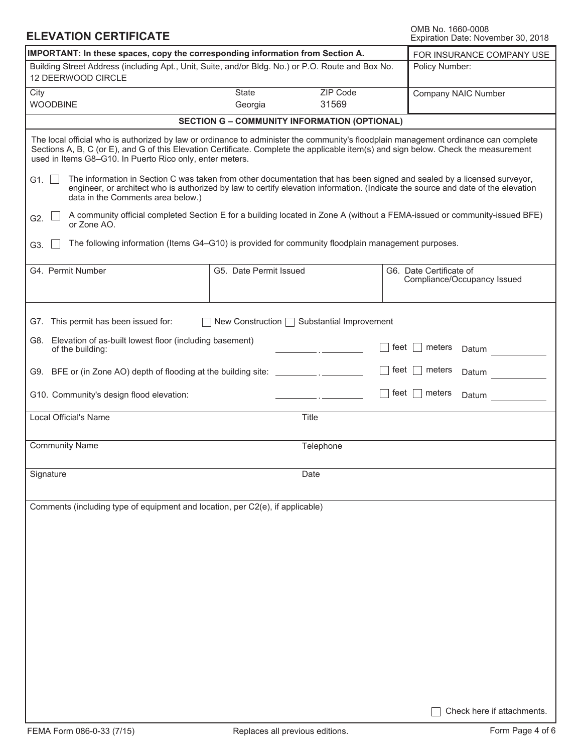## ELEVATION CERTIFICATE

OMB No. 1660-0008
Expiration Date: November 30, 2018

| IMPORTANT: In these spaces, copy the corresponding information from Section A. | | | FOR INSURANCE COMPANY USE |
|---|---|---|---|
| Building Street Address (including Apt., Unit, Suite, and/or Bldg. No.) or P.O. Route and Box No.<br>12 DEERWOOD CIRCLE | | | Policy Number: |
| City<br>WOODBINE | State<br>Georgia | ZIP Code<br>31569 | Company NAIC Number |

### SECTION G – COMMUNITY INFORMATION (OPTIONAL)

The local official who is authorized by law or ordinance to administer the community's floodplain management ordinance can complete Sections A, B, C (or E), and G of this Elevation Certificate. Complete the applicable item(s) and sign below. Check the measurement used in Items G8–G10. In Puerto Rico only, enter meters.

G1. ☐ The information in Section C was taken from other documentation that has been signed and sealed by a licensed surveyor, engineer, or architect who is authorized by law to certify elevation information. (Indicate the source and date of the elevation data in the Comments area below.)

G2. ☐ A community official completed Section E for a building located in Zone A (without a FEMA-issued or community-issued BFE) or Zone AO.

G3. ☐ The following information (Items G4–G10) is provided for community floodplain management purposes.

| G4. Permit Number | G5. Date Permit Issued | G6. Date Certificate of Compliance/Occupancy Issued |
|---|---|---|
| | | |

G7. This permit has been issued for: ☐ New Construction ☐ Substantial Improvement

G8. Elevation of as-built lowest floor (including basement) of the building: _______ . _______ ☐ feet ☐ meters Datum _______

G9. BFE or (in Zone AO) depth of flooding at the building site: _______ . _______ ☐ feet ☐ meters Datum _______

G10. Community's design flood elevation: _______ . _______ ☐ feet ☐ meters Datum _______

| Local Official's Name | Title |
|---|---|
| Community Name | Telephone |
| Signature | Date |

Comments (including type of equipment and location, per C2(e), if applicable)

☐ Check here if attachments.

FEMA Form 086-0-33 (7/15) Replaces all previous editions.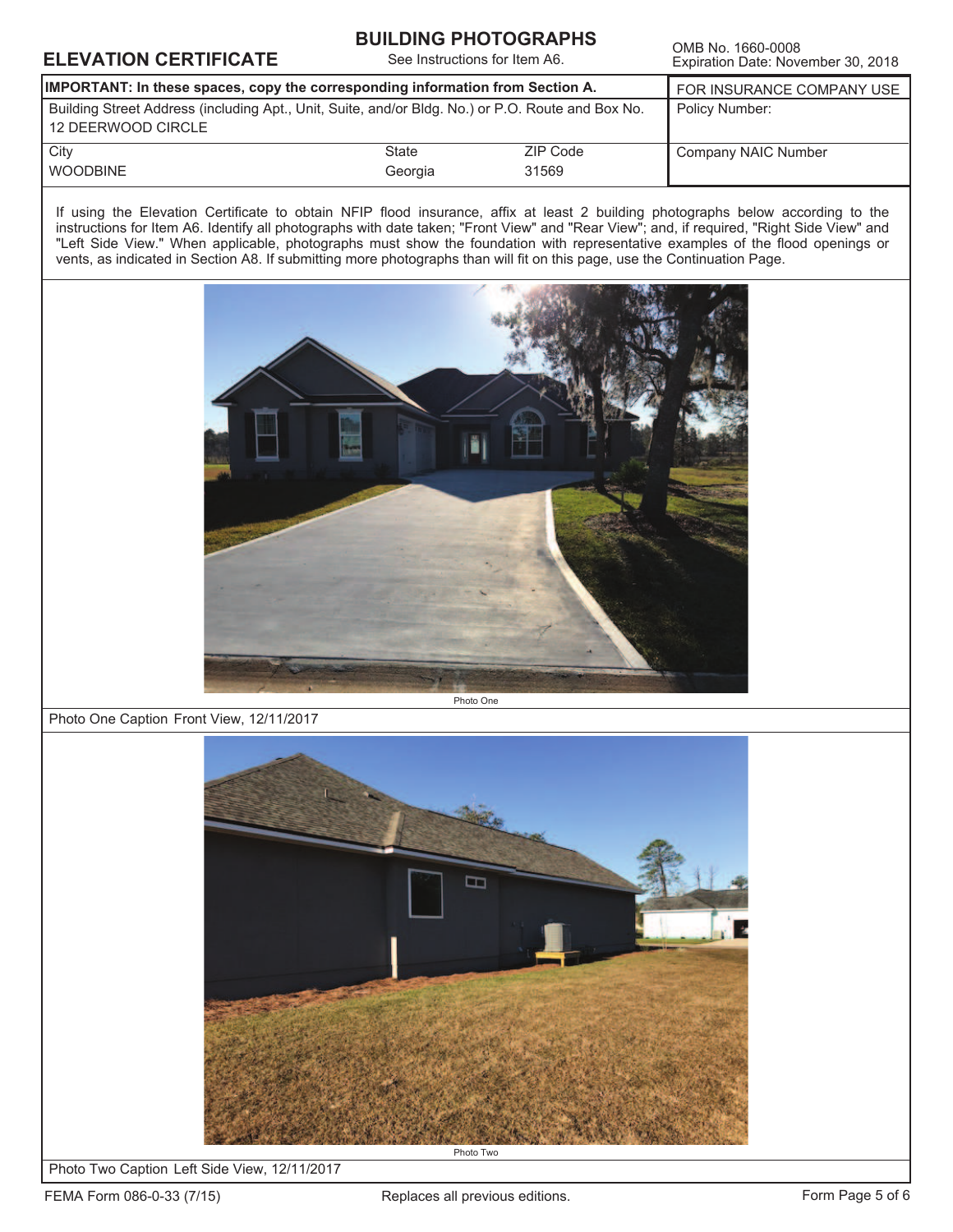# ELEVATION CERTIFICATE

## BUILDING PHOTOGRAPHS

See Instructions for Item A6.

OMB No. 1660-0008
Expiration Date: November 30, 2018

| **IMPORTANT: In these spaces, copy the corresponding information from Section A.** | | | FOR INSURANCE COMPANY USE |
|---|---|---|---|
| Building Street Address (including Apt., Unit, Suite, and/or Bldg. No.) or P.O. Route and Box No.<br>12 DEERWOOD CIRCLE | | | Policy Number: |
| City<br>WOODBINE | State<br>Georgia | ZIP Code<br>31569 | Company NAIC Number |

If using the Elevation Certificate to obtain NFIP flood insurance, affix at least 2 building photographs below according to the instructions for Item A6. Identify all photographs with date taken; "Front View" and "Rear View"; and, if required, "Right Side View" and "Left Side View." When applicable, photographs must show the foundation with representative examples of the flood openings or vents, as indicated in Section A8. If submitting more photographs than will fit on this page, use the Continuation Page.

Photo One

Photo One Caption Front View, 12/11/2017

Photo Two

Photo Two Caption Left Side View, 12/11/2017

FEMA Form 086-0-33 (7/15) Replaces all previous editions.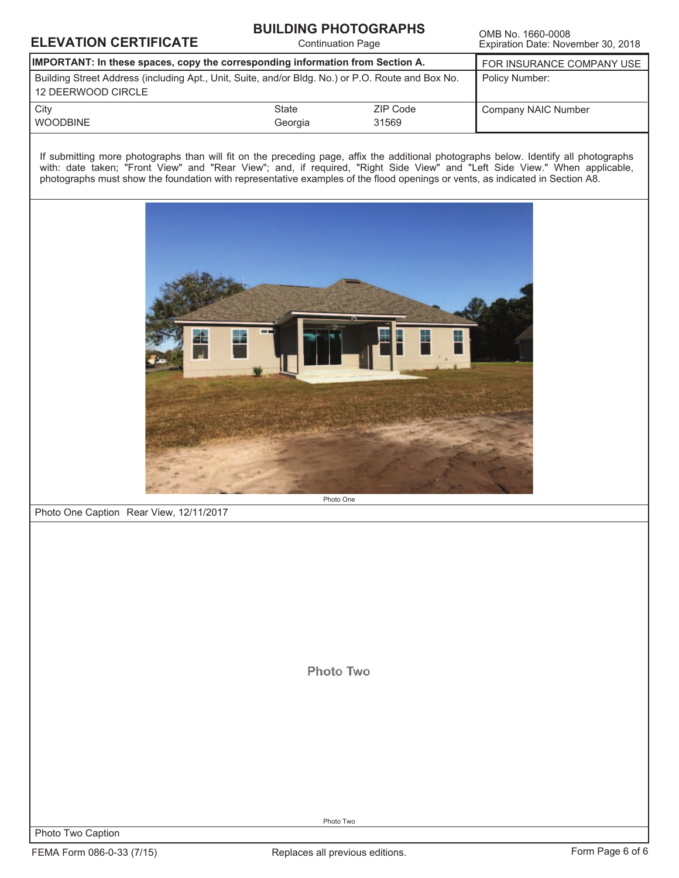# ELEVATION CERTIFICATE

## BUILDING PHOTOGRAPHS

Continuation Page

OMB No. 1660-0008
Expiration Date: November 30, 2018

| IMPORTANT: In these spaces, copy the corresponding information from Section A. | | | FOR INSURANCE COMPANY USE |
|---|---|---|---|
| Building Street Address (including Apt., Unit, Suite, and/or Bldg. No.) or P.O. Route and Box No. 12 DEERWOOD CIRCLE | | | Policy Number: |
| City WOODBINE | State Georgia | ZIP Code 31569 | Company NAIC Number |

If submitting more photographs than will fit on the preceding page, affix the additional photographs below. Identify all photographs with: date taken; "Front View" and "Rear View"; and, if required, "Right Side View" and "Left Side View." When applicable, photographs must show the foundation with representative examples of the flood openings or vents, as indicated in Section A8.

Photo One

Photo One Caption Rear View, 12/11/2017

Photo Two

Photo Two

Photo Two Caption

FEMA Form 086-0-33 (7/15) Replaces all previous editions.